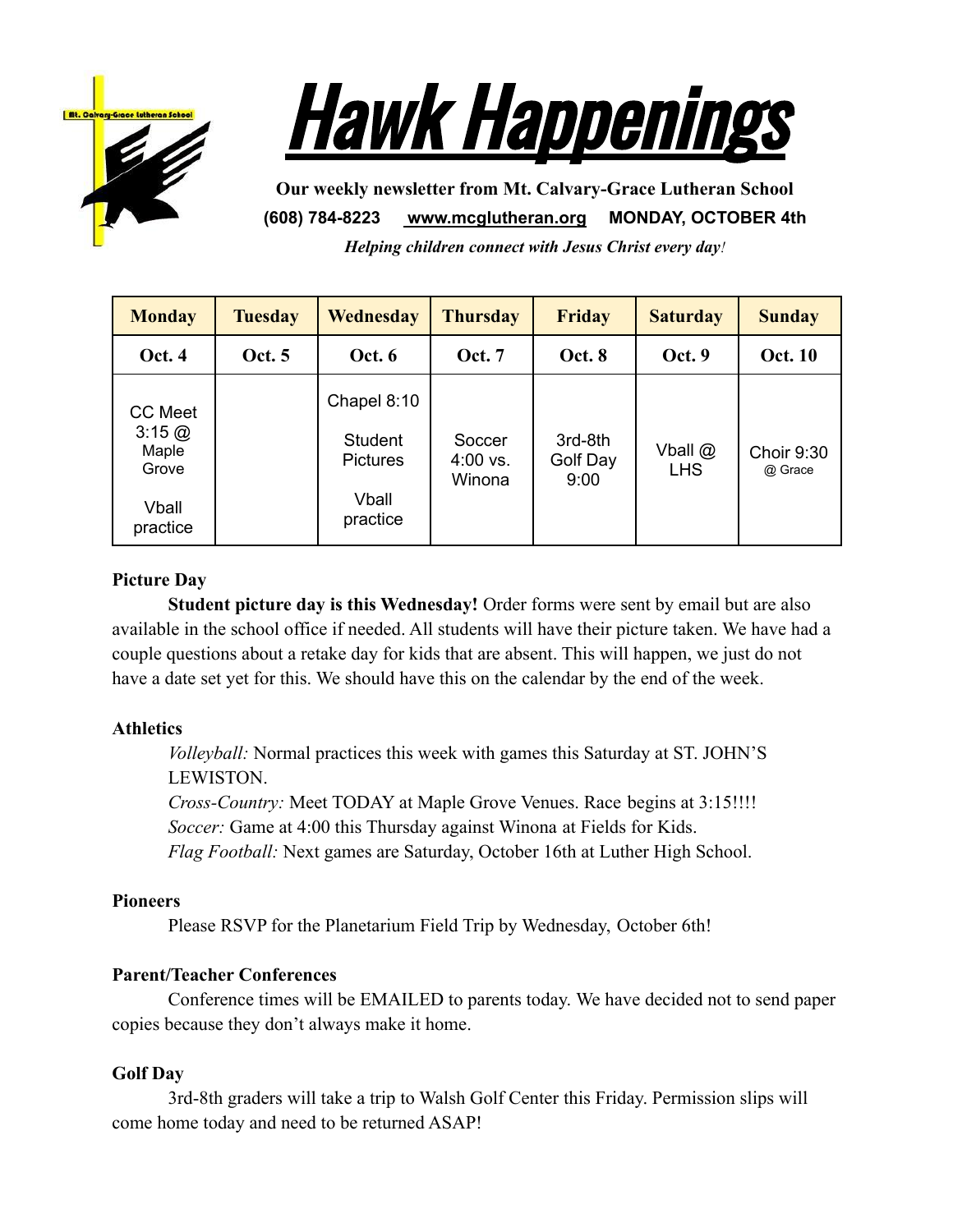# Hawk Happenings

**Our weekly newsletter from Mt. Calvary-Grace Lutheran School**

**(608) 784-8223 www.mcglutheran.org MONDAY, OCTOBER 4th**

***Helping children connect with Jesus Christ every day!***

| Monday | Tuesday | Wednesday | Thursday | Friday | Saturday | Sunday |
|---|---|---|---|---|---|---|
| **Oct. 4** | **Oct. 5** | **Oct. 6** | **Oct. 7** | **Oct. 8** | **Oct. 9** | **Oct. 10** |
| CC Meet 3:15 @ Maple Grove<br><br>Vball practice | | Chapel 8:10<br><br>Student Pictures<br><br>Vball practice | Soccer 4:00 vs. Winona | 3rd-8th Golf Day 9:00 | Vball @ LHS | Choir 9:30 @ Grace |

**Picture Day**

**Student picture day is this Wednesday!** Order forms were sent by email but are also available in the school office if needed. All students will have their picture taken. We have had a couple questions about a retake day for kids that are absent. This will happen, we just do not have a date set yet for this. We should have this on the calendar by the end of the week.

**Athletics**

*Volleyball:* Normal practices this week with games this Saturday at ST. JOHN'S LEWISTON.
*Cross-Country:* Meet TODAY at Maple Grove Venues. Race begins at 3:15!!!!
*Soccer:* Game at 4:00 this Thursday against Winona at Fields for Kids.
*Flag Football:* Next games are Saturday, October 16th at Luther High School.

**Pioneers**

Please RSVP for the Planetarium Field Trip by Wednesday, October 6th!

**Parent/Teacher Conferences**

Conference times will be EMAILED to parents today. We have decided not to send paper copies because they don't always make it home.

**Golf Day**

3rd-8th graders will take a trip to Walsh Golf Center this Friday. Permission slips will come home today and need to be returned ASAP!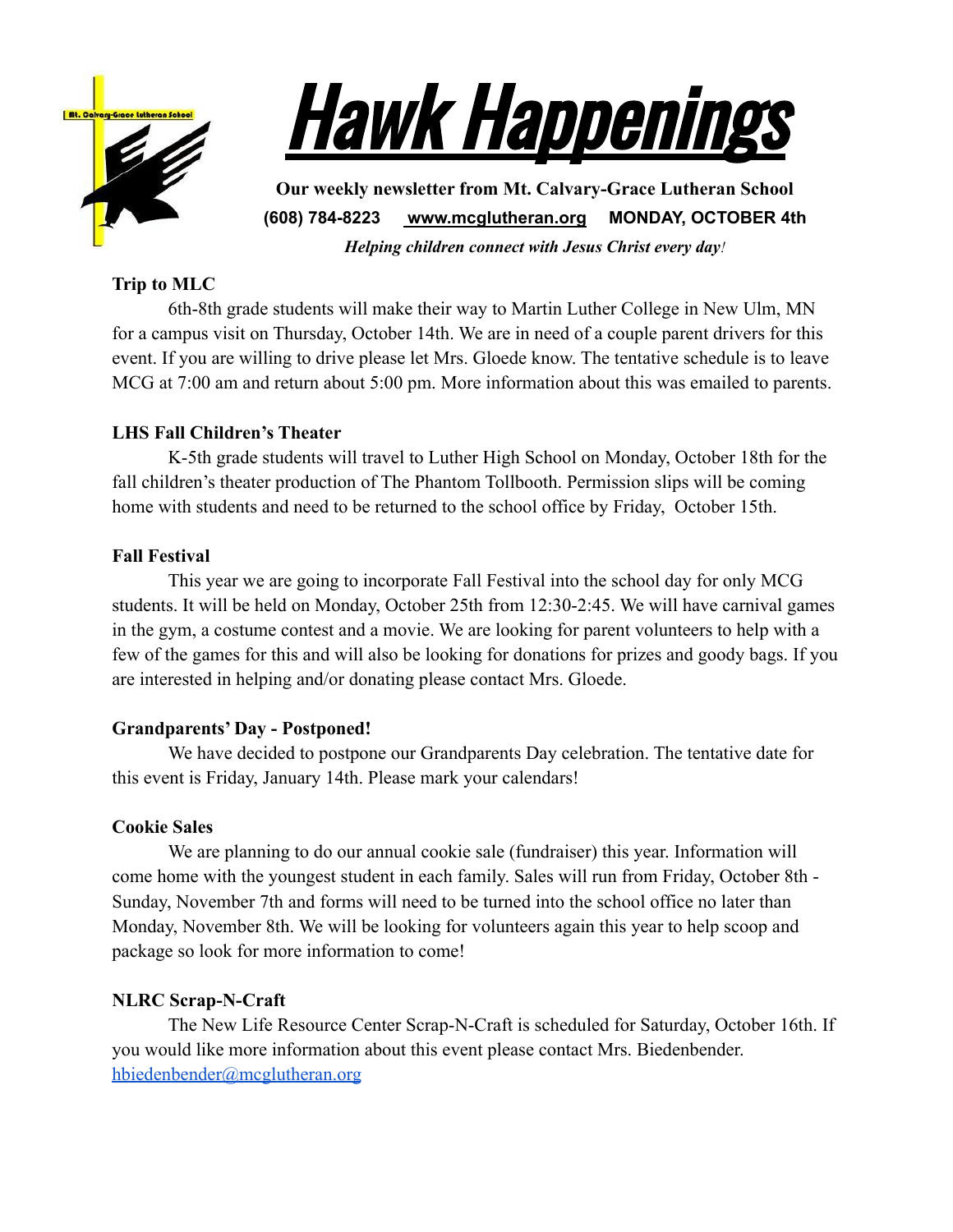# Hawk Happenings

**Our weekly newsletter from Mt. Calvary-Grace Lutheran School**

**(608) 784-8223 [www.mcglutheran.org](http://www.mcglutheran.org) MONDAY, OCTOBER 4th**

***Helping children connect with Jesus Christ every day!***

**Trip to MLC**

6th-8th grade students will make their way to Martin Luther College in New Ulm, MN for a campus visit on Thursday, October 14th. We are in need of a couple parent drivers for this event. If you are willing to drive please let Mrs. Gloede know. The tentative schedule is to leave MCG at 7:00 am and return about 5:00 pm. More information about this was emailed to parents.

**LHS Fall Children's Theater**

K-5th grade students will travel to Luther High School on Monday, October 18th for the fall children's theater production of The Phantom Tollbooth. Permission slips will be coming home with students and need to be returned to the school office by Friday, October 15th.

**Fall Festival**

This year we are going to incorporate Fall Festival into the school day for only MCG students. It will be held on Monday, October 25th from 12:30-2:45. We will have carnival games in the gym, a costume contest and a movie. We are looking for parent volunteers to help with a few of the games for this and will also be looking for donations for prizes and goody bags. If you are interested in helping and/or donating please contact Mrs. Gloede.

**Grandparents' Day - Postponed!**

We have decided to postpone our Grandparents Day celebration. The tentative date for this event is Friday, January 14th. Please mark your calendars!

**Cookie Sales**

We are planning to do our annual cookie sale (fundraiser) this year. Information will come home with the youngest student in each family. Sales will run from Friday, October 8th - Sunday, November 7th and forms will need to be turned into the school office no later than Monday, November 8th. We will be looking for volunteers again this year to help scoop and package so look for more information to come!

**NLRC Scrap-N-Craft**

The New Life Resource Center Scrap-N-Craft is scheduled for Saturday, October 16th. If you would like more information about this event please contact Mrs. Biedenbender. [hbiedenbender@mcglutheran.org](mailto:hbiedenbender@mcglutheran.org)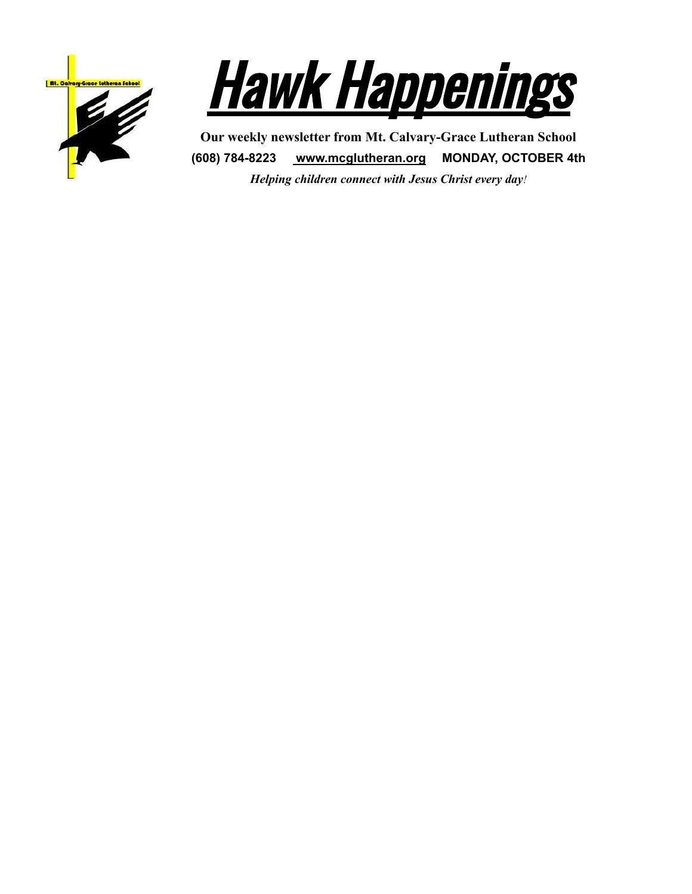# Hawk Happenings

**Our weekly newsletter from Mt. Calvary-Grace Lutheran School**

**(608) 784-8223 www.mcglutheran.org MONDAY, OCTOBER 4th**

***Helping children connect with Jesus Christ every day!***